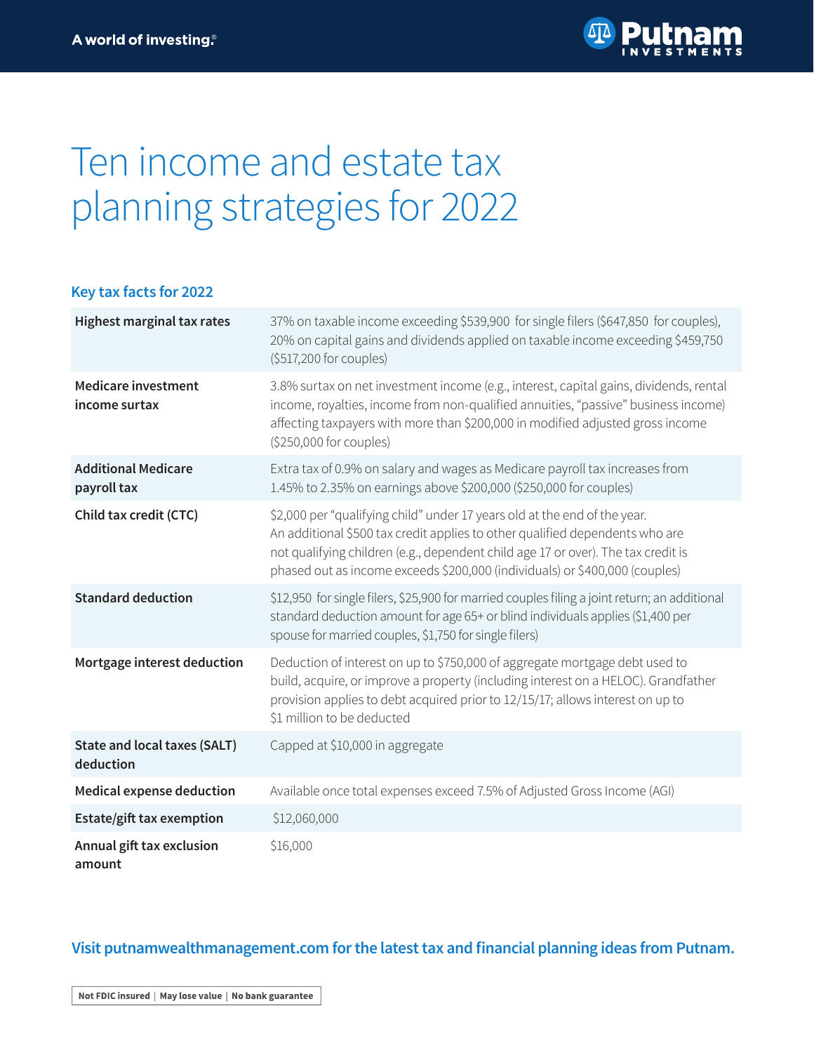A world of investing.®

# Ten income and estate tax planning strategies for 2022

## Key tax facts for 2022

| | |
|---|---|
| **Highest marginal tax rates** | 37% on taxable income exceeding $539,900 for single filers ($647,850 for couples), 20% on capital gains and dividends applied on taxable income exceeding $459,750 ($517,200 for couples) |
| **Medicare investment income surtax** | 3.8% surtax on net investment income (e.g., interest, capital gains, dividends, rental income, royalties, income from non-qualified annuities, "passive" business income) affecting taxpayers with more than $200,000 in modified adjusted gross income ($250,000 for couples) |
| **Additional Medicare payroll tax** | Extra tax of 0.9% on salary and wages as Medicare payroll tax increases from 1.45% to 2.35% on earnings above $200,000 ($250,000 for couples) |
| **Child tax credit (CTC)** | $2,000 per "qualifying child" under 17 years old at the end of the year. An additional $500 tax credit applies to other qualified dependents who are not qualifying children (e.g., dependent child age 17 or over). The tax credit is phased out as income exceeds $200,000 (individuals) or $400,000 (couples) |
| **Standard deduction** | $12,950 for single filers, $25,900 for married couples filing a joint return; an additional standard deduction amount for age 65+ or blind individuals applies ($1,400 per spouse for married couples, $1,750 for single filers) |
| **Mortgage interest deduction** | Deduction of interest on up to $750,000 of aggregate mortgage debt used to build, acquire, or improve a property (including interest on a HELOC). Grandfather provision applies to debt acquired prior to 12/15/17; allows interest on up to $1 million to be deducted |
| **State and local taxes (SALT) deduction** | Capped at $10,000 in aggregate |
| **Medical expense deduction** | Available once total expenses exceed 7.5% of Adjusted Gross Income (AGI) |
| **Estate/gift tax exemption** | $12,060,000 |
| **Annual gift tax exclusion amount** | $16,000 |

**Visit putnamwealthmanagement.com for the latest tax and financial planning ideas from Putnam.**

**Not FDIC insured | May lose value | No bank guarantee**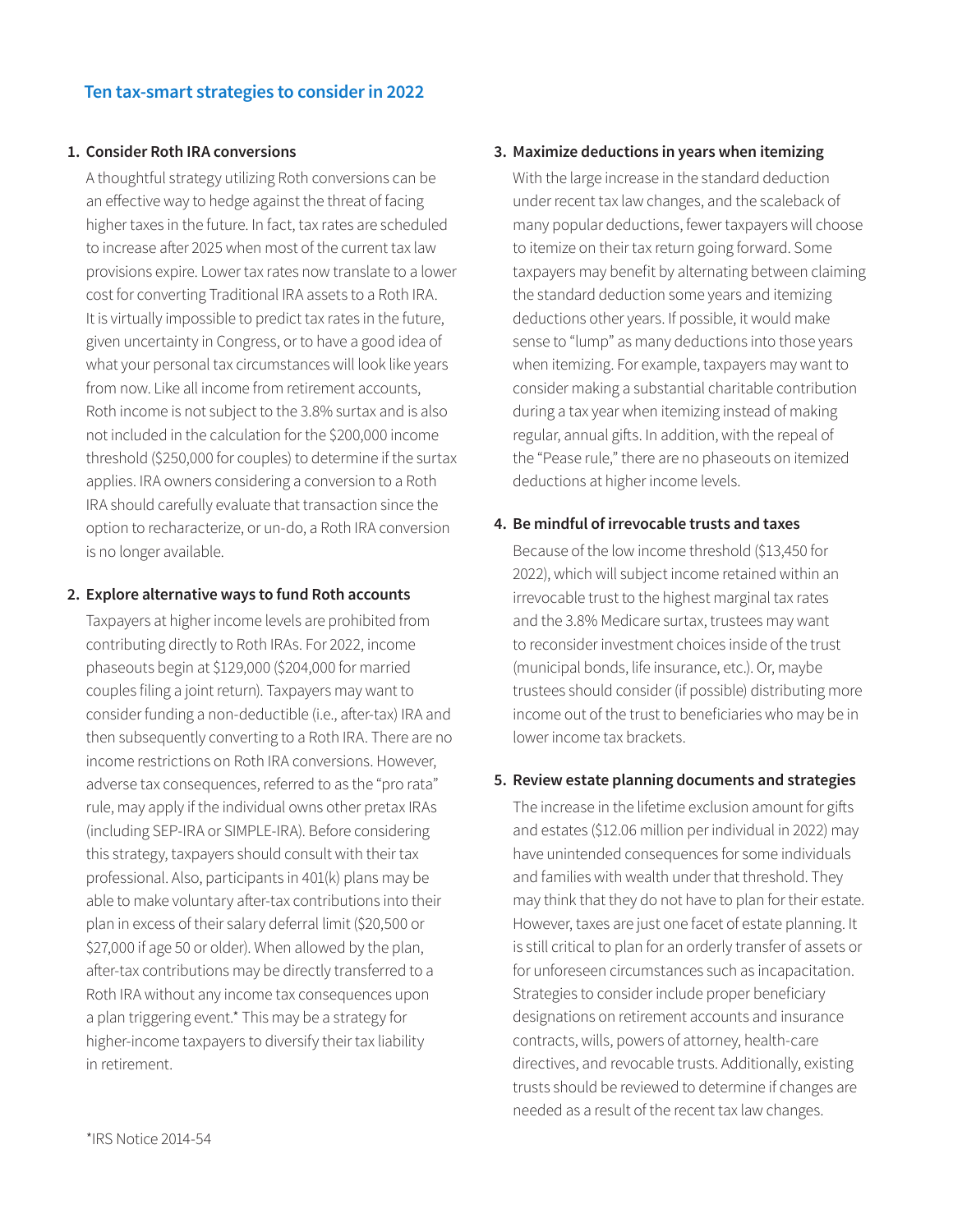## Ten tax-smart strategies to consider in 2022

1. **Consider Roth IRA conversions**

   A thoughtful strategy utilizing Roth conversions can be an effective way to hedge against the threat of facing higher taxes in the future. In fact, tax rates are scheduled to increase after 2025 when most of the current tax law provisions expire. Lower tax rates now translate to a lower cost for converting Traditional IRA assets to a Roth IRA. It is virtually impossible to predict tax rates in the future, given uncertainty in Congress, or to have a good idea of what your personal tax circumstances will look like years from now. Like all income from retirement accounts, Roth income is not subject to the 3.8% surtax and is also not included in the calculation for the $200,000 income threshold ($250,000 for couples) to determine if the surtax applies. IRA owners considering a conversion to a Roth IRA should carefully evaluate that transaction since the option to recharacterize, or un-do, a Roth IRA conversion is no longer available.

2. **Explore alternative ways to fund Roth accounts**

   Taxpayers at higher income levels are prohibited from contributing directly to Roth IRAs. For 2022, income phaseouts begin at $129,000 ($204,000 for married couples filing a joint return). Taxpayers may want to consider funding a non-deductible (i.e., after-tax) IRA and then subsequently converting to a Roth IRA. There are no income restrictions on Roth IRA conversions. However, adverse tax consequences, referred to as the "pro rata" rule, may apply if the individual owns other pretax IRAs (including SEP-IRA or SIMPLE-IRA). Before considering this strategy, taxpayers should consult with their tax professional. Also, participants in 401(k) plans may be able to make voluntary after-tax contributions into their plan in excess of their salary deferral limit ($20,500 or $27,000 if age 50 or older). When allowed by the plan, after-tax contributions may be directly transferred to a Roth IRA without any income tax consequences upon a plan triggering event.* This may be a strategy for higher-income taxpayers to diversify their tax liability in retirement.

3. **Maximize deductions in years when itemizing**

   With the large increase in the standard deduction under recent tax law changes, and the scaleback of many popular deductions, fewer taxpayers will choose to itemize on their tax return going forward. Some taxpayers may benefit by alternating between claiming the standard deduction some years and itemizing deductions other years. If possible, it would make sense to "lump" as many deductions into those years when itemizing. For example, taxpayers may want to consider making a substantial charitable contribution during a tax year when itemizing instead of making regular, annual gifts. In addition, with the repeal of the "Pease rule," there are no phaseouts on itemized deductions at higher income levels.

4. **Be mindful of irrevocable trusts and taxes**

   Because of the low income threshold ($13,450 for 2022), which will subject income retained within an irrevocable trust to the highest marginal tax rates and the 3.8% Medicare surtax, trustees may want to reconsider investment choices inside of the trust (municipal bonds, life insurance, etc.). Or, maybe trustees should consider (if possible) distributing more income out of the trust to beneficiaries who may be in lower income tax brackets.

5. **Review estate planning documents and strategies**

   The increase in the lifetime exclusion amount for gifts and estates ($12.06 million per individual in 2022) may have unintended consequences for some individuals and families with wealth under that threshold. They may think that they do not have to plan for their estate. However, taxes are just one facet of estate planning. It is still critical to plan for an orderly transfer of assets or for unforeseen circumstances such as incapacitation. Strategies to consider include proper beneficiary designations on retirement accounts and insurance contracts, wills, powers of attorney, health-care directives, and revocable trusts. Additionally, existing trusts should be reviewed to determine if changes are needed as a result of the recent tax law changes.

*IRS Notice 2014-54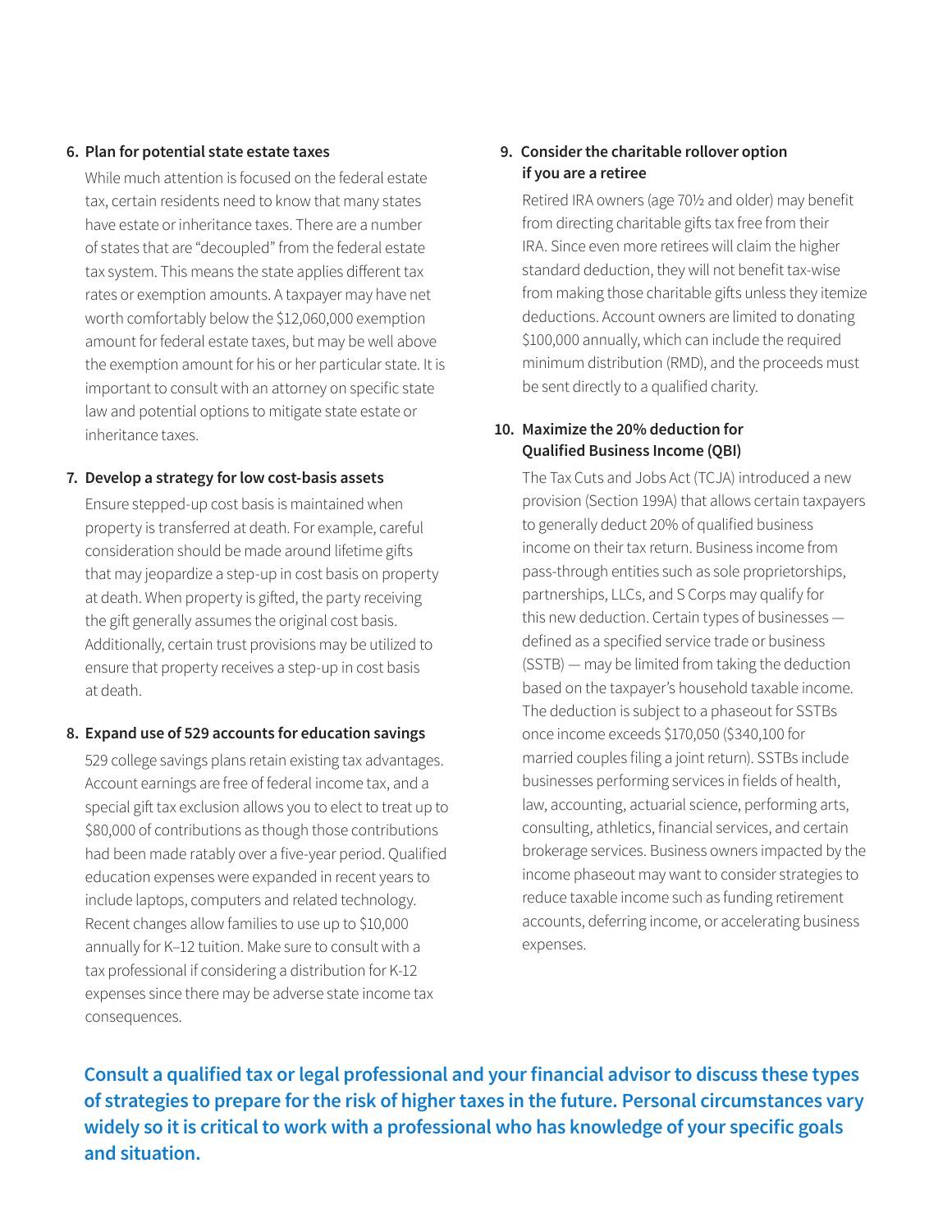6. **Plan for potential state estate taxes**

   While much attention is focused on the federal estate tax, certain residents need to know that many states have estate or inheritance taxes. There are a number of states that are "decoupled" from the federal estate tax system. This means the state applies different tax rates or exemption amounts. A taxpayer may have net worth comfortably below the $12,060,000 exemption amount for federal estate taxes, but may be well above the exemption amount for his or her particular state. It is important to consult with an attorney on specific state law and potential options to mitigate state estate or inheritance taxes.

7. **Develop a strategy for low cost-basis assets**

   Ensure stepped-up cost basis is maintained when property is transferred at death. For example, careful consideration should be made around lifetime gifts that may jeopardize a step-up in cost basis on property at death. When property is gifted, the party receiving the gift generally assumes the original cost basis. Additionally, certain trust provisions may be utilized to ensure that property receives a step-up in cost basis at death.

8. **Expand use of 529 accounts for education savings**

   529 college savings plans retain existing tax advantages. Account earnings are free of federal income tax, and a special gift tax exclusion allows you to elect to treat up to $80,000 of contributions as though those contributions had been made ratably over a five-year period. Qualified education expenses were expanded in recent years to include laptops, computers and related technology. Recent changes allow families to use up to $10,000 annually for K–12 tuition. Make sure to consult with a tax professional if considering a distribution for K-12 expenses since there may be adverse state income tax consequences.

9. **Consider the charitable rollover option if you are a retiree**

   Retired IRA owners (age 70½ and older) may benefit from directing charitable gifts tax free from their IRA. Since even more retirees will claim the higher standard deduction, they will not benefit tax-wise from making those charitable gifts unless they itemize deductions. Account owners are limited to donating $100,000 annually, which can include the required minimum distribution (RMD), and the proceeds must be sent directly to a qualified charity.

10. **Maximize the 20% deduction for Qualified Business Income (QBI)**

    The Tax Cuts and Jobs Act (TCJA) introduced a new provision (Section 199A) that allows certain taxpayers to generally deduct 20% of qualified business income on their tax return. Business income from pass-through entities such as sole proprietorships, partnerships, LLCs, and S Corps may qualify for this new deduction. Certain types of businesses — defined as a specified service trade or business (SSTB) — may be limited from taking the deduction based on the taxpayer's household taxable income. The deduction is subject to a phaseout for SSTBs once income exceeds $170,050 ($340,100 for married couples filing a joint return). SSTBs include businesses performing services in fields of health, law, accounting, actuarial science, performing arts, consulting, athletics, financial services, and certain brokerage services. Business owners impacted by the income phaseout may want to consider strategies to reduce taxable income such as funding retirement accounts, deferring income, or accelerating business expenses.

**Consult a qualified tax or legal professional and your financial advisor to discuss these types of strategies to prepare for the risk of higher taxes in the future. Personal circumstances vary widely so it is critical to work with a professional who has knowledge of your specific goals and situation.**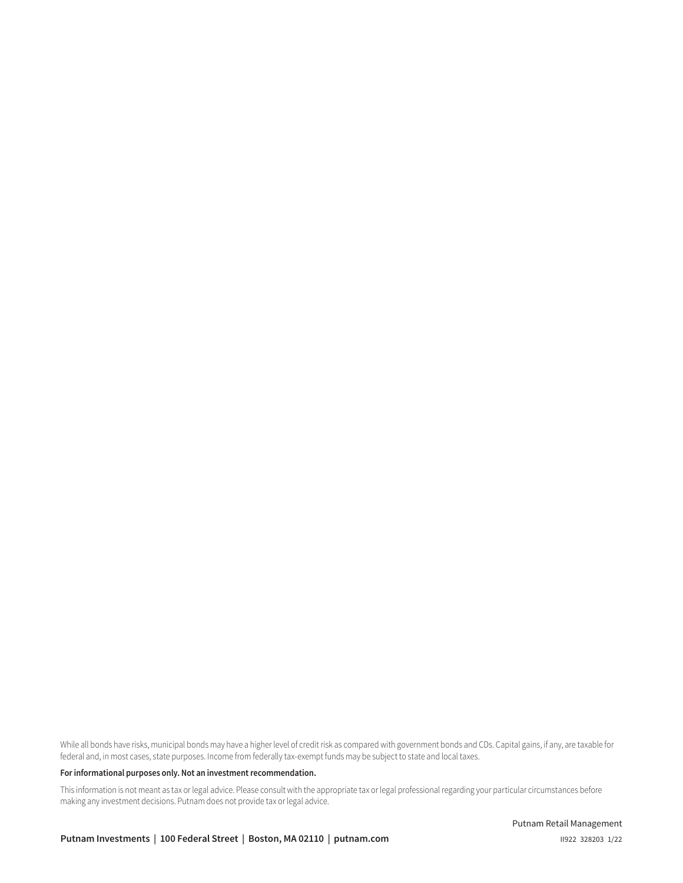While all bonds have risks, municipal bonds may have a higher level of credit risk as compared with government bonds and CDs. Capital gains, if any, are taxable for federal and, in most cases, state purposes. Income from federally tax-exempt funds may be subject to state and local taxes.

**For informational purposes only. Not an investment recommendation.**

This information is not meant as tax or legal advice. Please consult with the appropriate tax or legal professional regarding your particular circumstances before making any investment decisions. Putnam does not provide tax or legal advice.

Putnam Retail Management

**Putnam Investments | 100 Federal Street | Boston, MA 02110 | putnam.com**

II922 328203 1/22